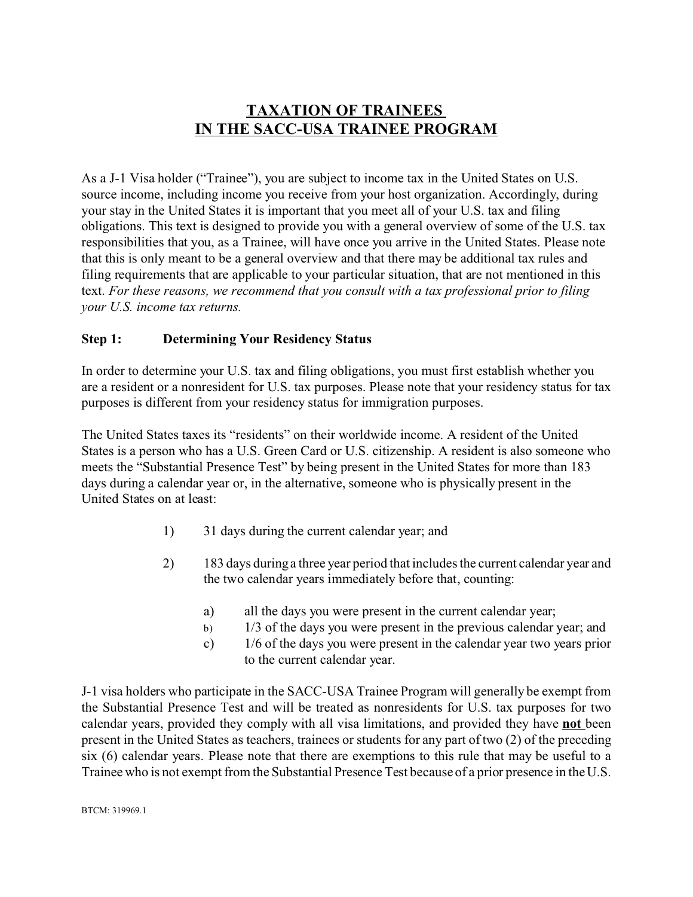# TAXATION OF TRAINEES IN THE SACC-USA TRAINEE PROGRAM

As a J-1 Visa holder ("Trainee"), you are subject to income tax in the United States on U.S. source income, including income you receive from your host organization. Accordingly, during your stay in the United States it is important that you meet all of your U.S. tax and filing obligations. This text is designed to provide you with a general overview of some of the U.S. tax responsibilities that you, as a Trainee, will have once you arrive in the United States. Please note that this is only meant to be a general overview and that there may be additional tax rules and filing requirements that are applicable to your particular situation, that are not mentioned in this text. *For these reasons, we recommend that you consult with a tax professional prior to filing your U.S. income tax returns.*

### Step 1: Determining Your Residency Status

In order to determine your U.S. tax and filing obligations, you must first establish whether you are a resident or a nonresident for U.S. tax purposes. Please note that your residency status for tax purposes is different from your residency status for immigration purposes.

The United States taxes its "residents" on their worldwide income. A resident of the United States is a person who has a U.S. Green Card or U.S. citizenship. A resident is also someone who meets the "Substantial Presence Test" by being present in the United States for more than 183 days during a calendar year or, in the alternative, someone who is physically present in the United States on at least:

1) 31 days during the current calendar year; and

2) 183 days during a three year period that includes the current calendar year and the two calendar years immediately before that, counting:

   a) all the days you were present in the current calendar year;
   b) 1/3 of the days you were present in the previous calendar year; and
   c) 1/6 of the days you were present in the calendar year two years prior to the current calendar year.

J-1 visa holders who participate in the SACC-USA Trainee Program will generally be exempt from the Substantial Presence Test and will be treated as nonresidents for U.S. tax purposes for two calendar years, provided they comply with all visa limitations, and provided they have **not** been present in the United States as teachers, trainees or students for any part of two (2) of the preceding six (6) calendar years. Please note that there are exemptions to this rule that may be useful to a Trainee who is not exempt from the Substantial Presence Test because of a prior presence in the U.S.

BTCM: 319969.1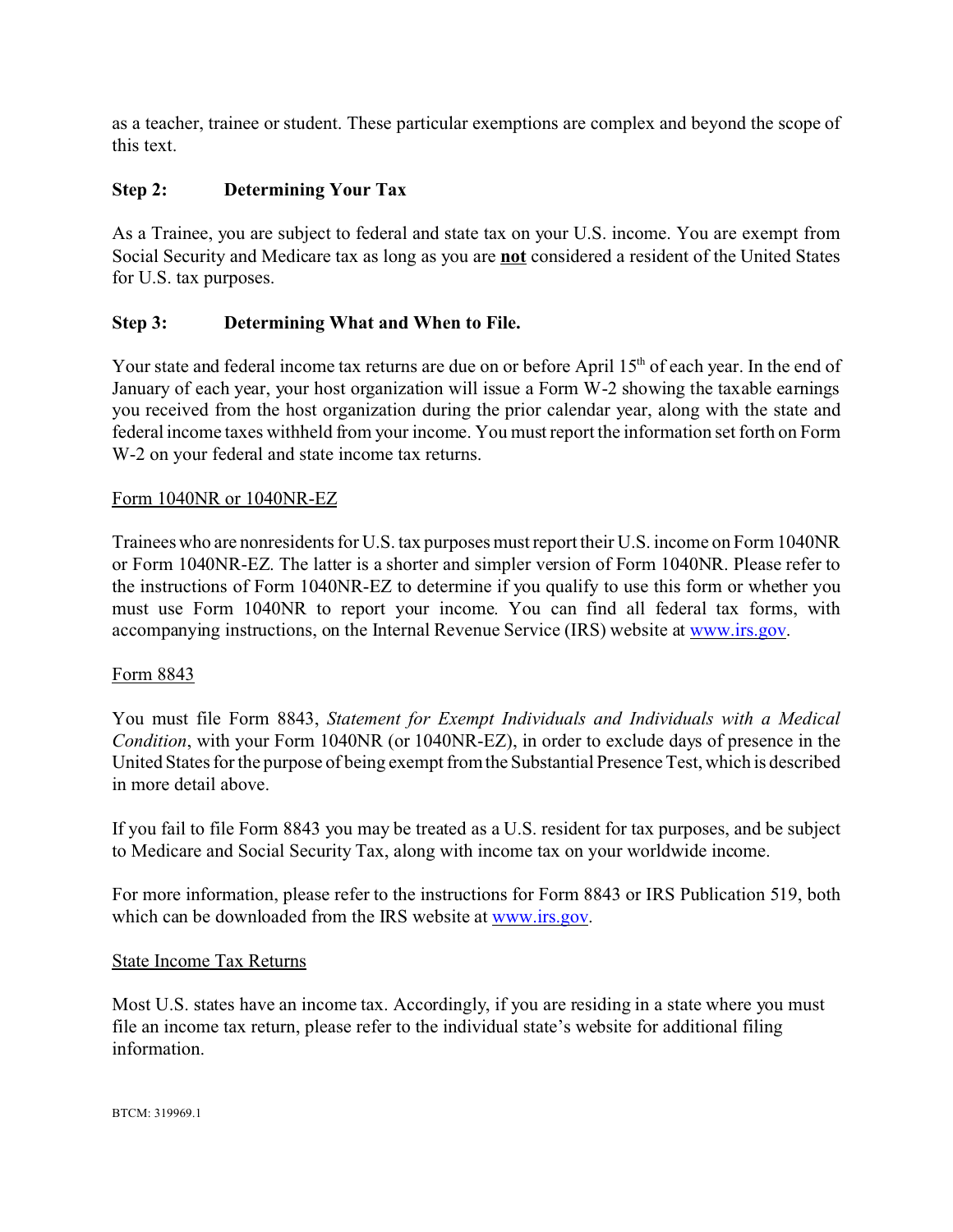as a teacher, trainee or student. These particular exemptions are complex and beyond the scope of this text.

### Step 2: Determining Your Tax

As a Trainee, you are subject to federal and state tax on your U.S. income. You are exempt from Social Security and Medicare tax as long as you are **not** considered a resident of the United States for U.S. tax purposes.

### Step 3: Determining What and When to File.

Your state and federal income tax returns are due on or before April 15th of each year. In the end of January of each year, your host organization will issue a Form W-2 showing the taxable earnings you received from the host organization during the prior calendar year, along with the state and federal income taxes withheld from your income. You must report the information set forth on Form W-2 on your federal and state income tax returns.

Form 1040NR or 1040NR-EZ

Trainees who are nonresidents for U.S. tax purposes must report their U.S. income on Form 1040NR or Form 1040NR-EZ. The latter is a shorter and simpler version of Form 1040NR. Please refer to the instructions of Form 1040NR-EZ to determine if you qualify to use this form or whether you must use Form 1040NR to report your income. You can find all federal tax forms, with accompanying instructions, on the Internal Revenue Service (IRS) website at www.irs.gov.

Form 8843

You must file Form 8843, *Statement for Exempt Individuals and Individuals with a Medical Condition*, with your Form 1040NR (or 1040NR-EZ), in order to exclude days of presence in the United States for the purpose of being exempt from the Substantial Presence Test, which is described in more detail above.

If you fail to file Form 8843 you may be treated as a U.S. resident for tax purposes, and be subject to Medicare and Social Security Tax, along with income tax on your worldwide income.

For more information, please refer to the instructions for Form 8843 or IRS Publication 519, both which can be downloaded from the IRS website at www.irs.gov.

State Income Tax Returns

Most U.S. states have an income tax. Accordingly, if you are residing in a state where you must file an income tax return, please refer to the individual state's website for additional filing information.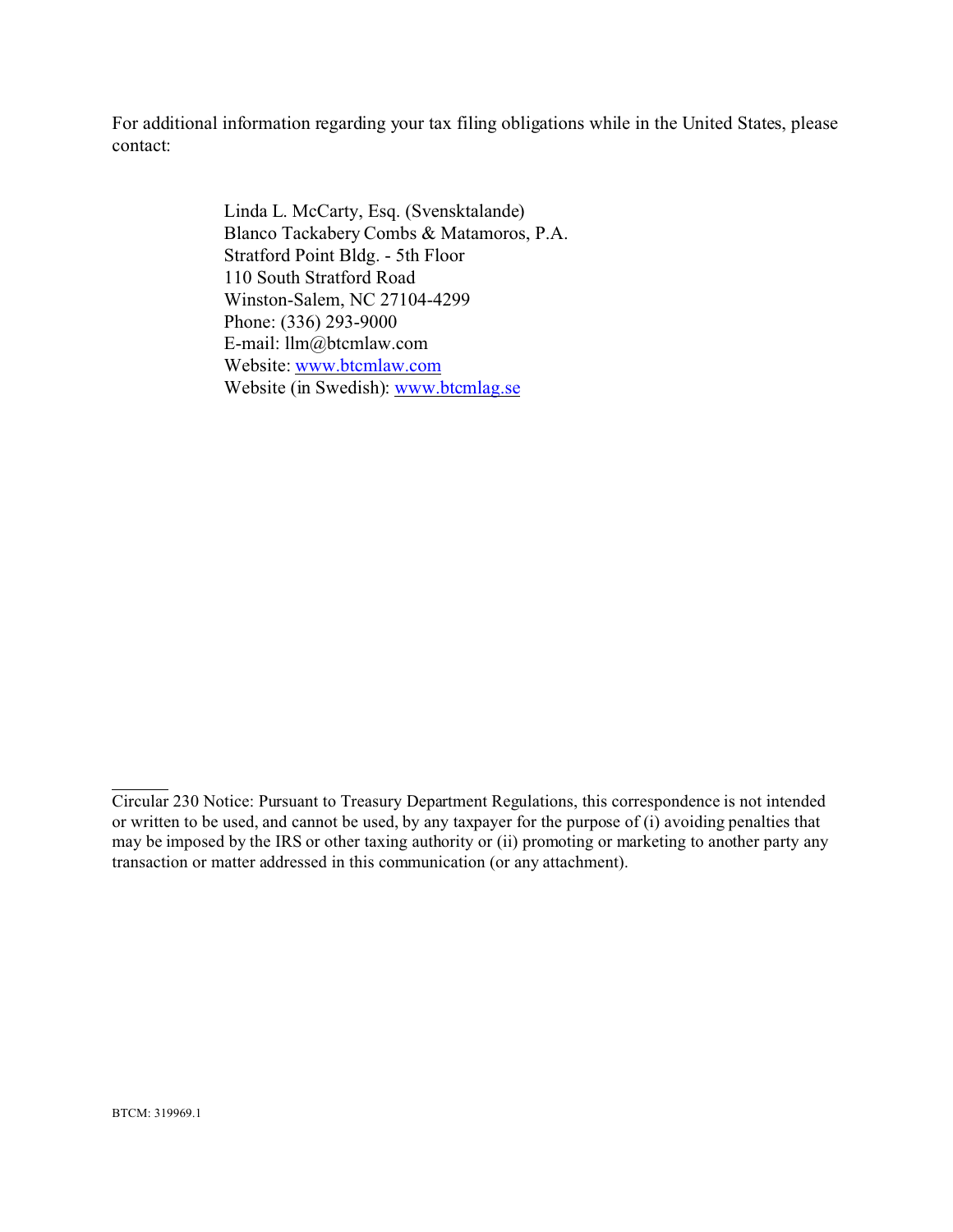For additional information regarding your tax filing obligations while in the United States, please contact:

Linda L. McCarty, Esq. (Svensktalande)
Blanco Tackabery Combs & Matamoros, P.A.
Stratford Point Bldg. - 5th Floor
110 South Stratford Road
Winston-Salem, NC 27104-4299
Phone: (336) 293-9000
E-mail: llm@btcmlaw.com
Website: www.btcmlaw.com
Website (in Swedish): www.btcmlag.se

---

Circular 230 Notice: Pursuant to Treasury Department Regulations, this correspondence is not intended or written to be used, and cannot be used, by any taxpayer for the purpose of (i) avoiding penalties that may be imposed by the IRS or other taxing authority or (ii) promoting or marketing to another party any transaction or matter addressed in this communication (or any attachment).

BTCM: 319969.1